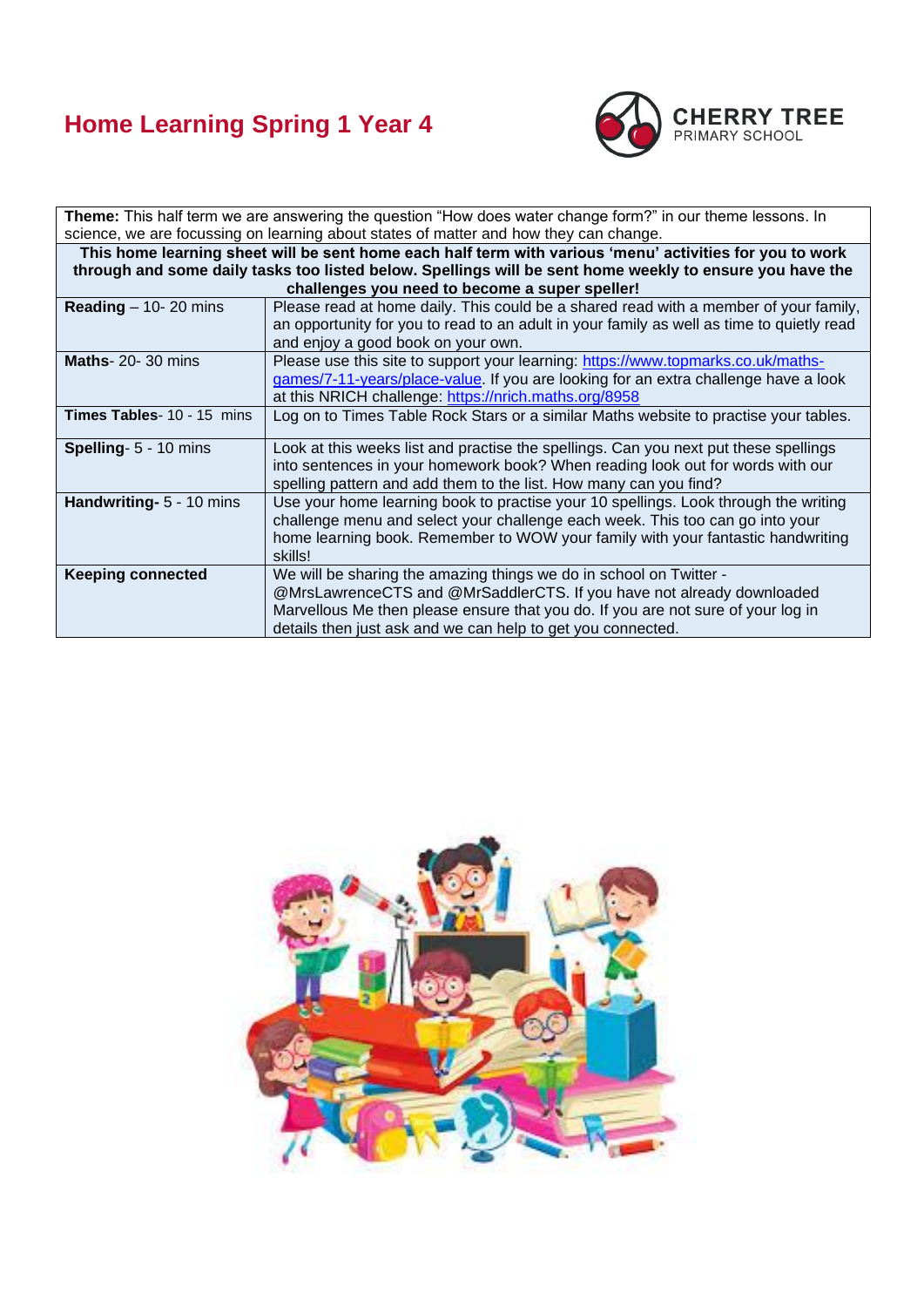# Home Learning Spring 1 Year 4

CHERRY TREE
PRIMARY SCHOOL

| | |
|---|---|
| **Theme:** This half term we are answering the question "How does water change form?" in our theme lessons. In science, we are focussing on learning about states of matter and how they can change. | |
| **This home learning sheet will be sent home each half term with various 'menu' activities for you to work through and some daily tasks too listed below. Spellings will be sent home weekly to ensure you have the challenges you need to become a super speller!** | |
| **Reading** – 10- 20 mins | Please read at home daily. This could be a shared read with a member of your family, an opportunity for you to read to an adult in your family as well as time to quietly read and enjoy a good book on your own. |
| **Maths**- 20- 30 mins | Please use this site to support your learning: https://www.topmarks.co.uk/maths-games/7-11-years/place-value. If you are looking for an extra challenge have a look at this NRICH challenge: https://nrich.maths.org/8958 |
| **Times Tables**- 10 - 15 mins | Log on to Times Table Rock Stars or a similar Maths website to practise your tables. |
| **Spelling**- 5 - 10 mins | Look at this weeks list and practise the spellings. Can you next put these spellings into sentences in your homework book? When reading look out for words with our spelling pattern and add them to the list. How many can you find? |
| **Handwriting**- 5 - 10 mins | Use your home learning book to practise your 10 spellings. Look through the writing challenge menu and select your challenge each week. This too can go into your home learning book. Remember to WOW your family with your fantastic handwriting skills! |
| **Keeping connected** | We will be sharing the amazing things we do in school on Twitter - @MrsLawrenceCTS and @MrSaddlerCTS. If you have not already downloaded Marvellous Me then please ensure that you do. If you are not sure of your log in details then just ask and we can help to get you connected. |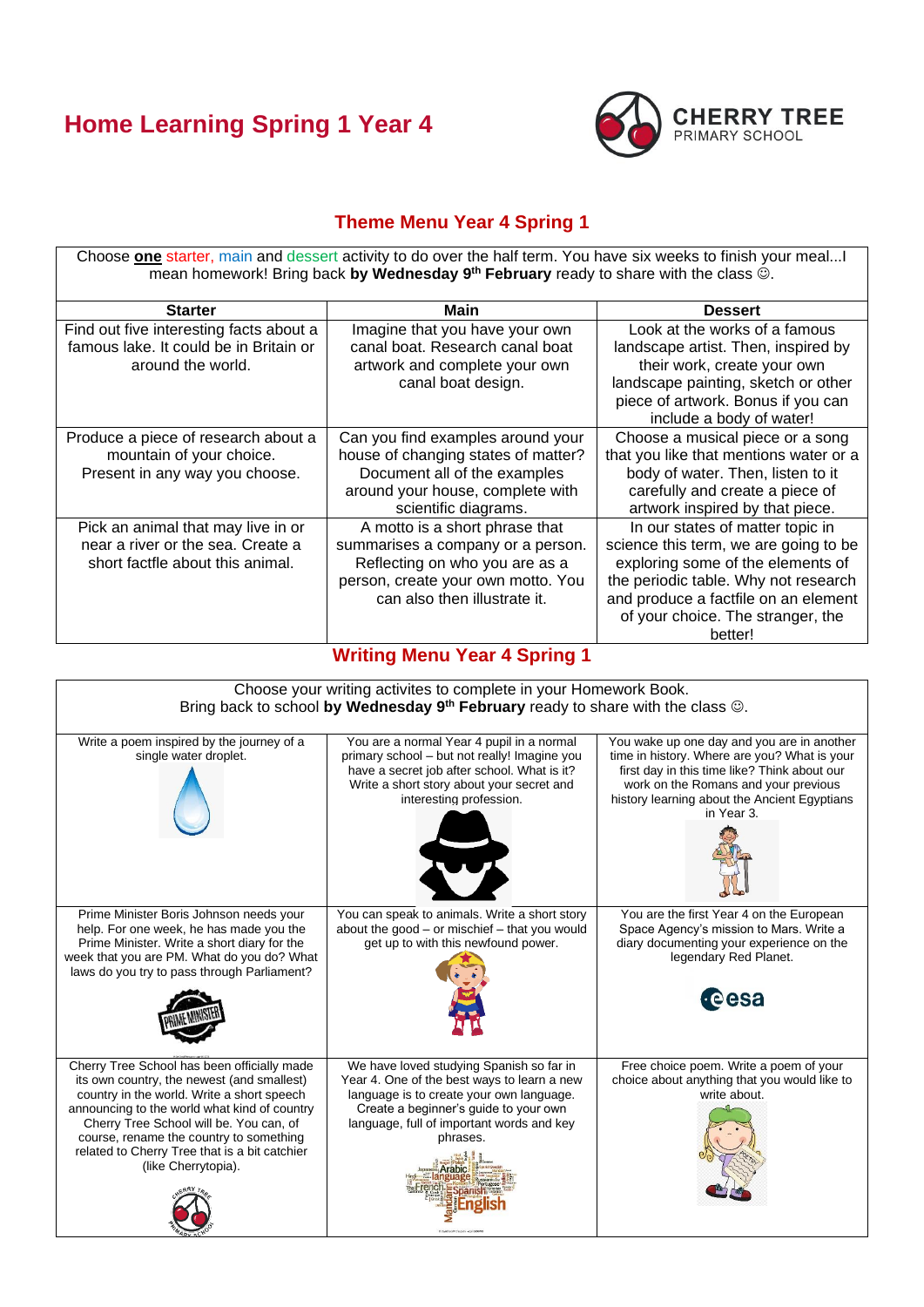# Home Learning Spring 1 Year 4

CHERRY TREE PRIMARY SCHOOL

## Theme Menu Year 4 Spring 1

Choose **one** starter, main and dessert activity to do over the half term. You have six weeks to finish your meal...I mean homework! Bring back **by Wednesday 9th February** ready to share with the class ☺.

| Starter | Main | Dessert |
|---|---|---|
| Find out five interesting facts about a famous lake. It could be in Britain or around the world. | Imagine that you have your own canal boat. Research canal boat artwork and complete your own canal boat design. | Look at the works of a famous landscape artist. Then, inspired by their work, create your own landscape painting, sketch or other piece of artwork. Bonus if you can include a body of water! |
| Produce a piece of research about a mountain of your choice. Present in any way you choose. | Can you find examples around your house of changing states of matter? Document all of the examples around your house, complete with scientific diagrams. | Choose a musical piece or a song that you like that mentions water or a body of water. Then, listen to it carefully and create a piece of artwork inspired by that piece. |
| Pick an animal that may live in or near a river or the sea. Create a short factfle about this animal. | A motto is a short phrase that summarises a company or a person. Reflecting on who you are as a person, create your own motto. You can also then illustrate it. | In our states of matter topic in science this term, we are going to be exploring some of the elements of the periodic table. Why not research and produce a factfile on an element of your choice. The stranger, the better! |

## Writing Menu Year 4 Spring 1

Choose your writing activites to complete in your Homework Book.
Bring back to school **by Wednesday 9th February** ready to share with the class ☺.

| | | |
|---|---|---|
| Write a poem inspired by the journey of a single water droplet. | You are a normal Year 4 pupil in a normal primary school – but not really! Imagine you have a secret job after school. What is it? Write a short story about your secret and interesting profession. | You wake up one day and you are in another time in history. Where are you? What is your first day in this time like? Think about our work on the Romans and your previous history learning about the Ancient Egyptians in Year 3. |
| Prime Minister Boris Johnson needs your help. For one week, he has made you the Prime Minister. Write a short diary for the week that you are PM. What do you do? What laws do you try to pass through Parliament? | You can speak to animals. Write a short story about the good – or mischief – that you would get up to with this newfound power. | You are the first Year 4 on the European Space Agency's mission to Mars. Write a diary documenting your experience on the legendary Red Planet. |
| Cherry Tree School has been officially made its own country, the newest (and smallest) country in the world. Write a short speech announcing to the world what kind of country Cherry Tree School will be. You can, of course, rename the country to something related to Cherry Tree that is a bit catchier (like Cherrytopia). | We have loved studying Spanish so far in Year 4. One of the best ways to learn a new language is to create your own language. Create a beginner's guide to your own language, full of important words and key phrases. | Free choice poem. Write a poem of your choice about anything that you would like to write about. |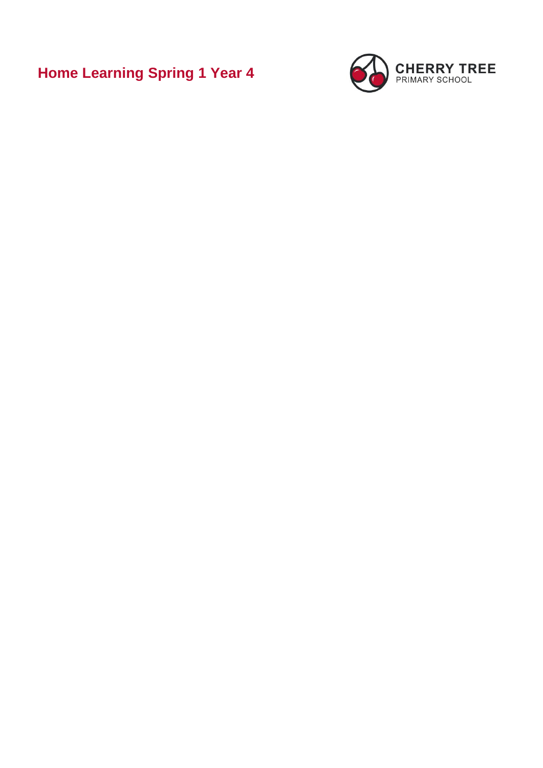# Home Learning Spring 1 Year 4